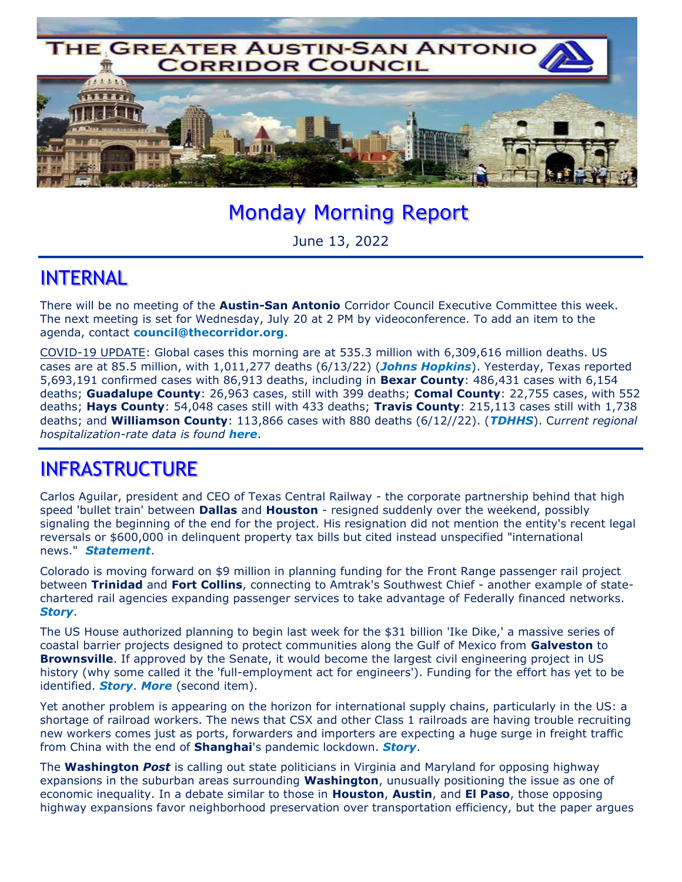# Monday Morning Report

June 13, 2022

## INTERNAL

There will be no meeting of the **Austin-San Antonio** Corridor Council Executive Committee this week. The next meeting is set for Wednesday, July 20 at 2 PM by videoconference. To add an item to the agenda, contact **council@thecorridor.org**.

COVID-19 UPDATE: Global cases this morning are at 535.3 million with 6,309,616 million deaths. US cases are at 85.5 million, with 1,011,277 deaths (6/13/22) (***Johns Hopkins***). Yesterday, Texas reported 5,693,191 confirmed cases with 86,913 deaths, including in **Bexar County**: 486,431 cases with 6,154 deaths; **Guadalupe County**: 26,963 cases, still with 399 deaths; **Comal County**: 22,755 cases, with 552 deaths; **Hays County**: 54,048 cases still with 433 deaths; **Travis County**: 215,113 cases still with 1,738 deaths; and **Williamson County**: 113,866 cases with 880 deaths (6/12//22). (***TDHHS***). C*urrent regional hospitalization-rate data is found* ***here***.

## INFRASTRUCTURE

Carlos Aguilar, president and CEO of Texas Central Railway - the corporate partnership behind that high speed 'bullet train' between **Dallas** and **Houston** - resigned suddenly over the weekend, possibly signaling the beginning of the end for the project. His resignation did not mention the entity's recent legal reversals or $600,000 in delinquent property tax bills but cited instead unspecified "international news." ***Statement***.

Colorado is moving forward on $9 million in planning funding for the Front Range passenger rail project between **Trinidad** and **Fort Collins**, connecting to Amtrak's Southwest Chief - another example of state-chartered rail agencies expanding passenger services to take advantage of Federally financed networks. ***Story***.

The US House authorized planning to begin last week for the $31 billion 'Ike Dike,' a massive series of coastal barrier projects designed to protect communities along the Gulf of Mexico from **Galveston** to **Brownsville**. If approved by the Senate, it would become the largest civil engineering project in US history (why some called it the 'full-employment act for engineers'). Funding for the effort has yet to be identified. ***Story***. ***More*** (second item).

Yet another problem is appearing on the horizon for international supply chains, particularly in the US: a shortage of railroad workers. The news that CSX and other Class 1 railroads are having trouble recruiting new workers comes just as ports, forwarders and importers are expecting a huge surge in freight traffic from China with the end of **Shanghai**'s pandemic lockdown. ***Story***.

The **Washington *Post*** is calling out state politicians in Virginia and Maryland for opposing highway expansions in the suburban areas surrounding **Washington**, unusually positioning the issue as one of economic inequality. In a debate similar to those in **Houston**, **Austin**, and **El Paso**, those opposing highway expansions favor neighborhood preservation over transportation efficiency, but the paper argues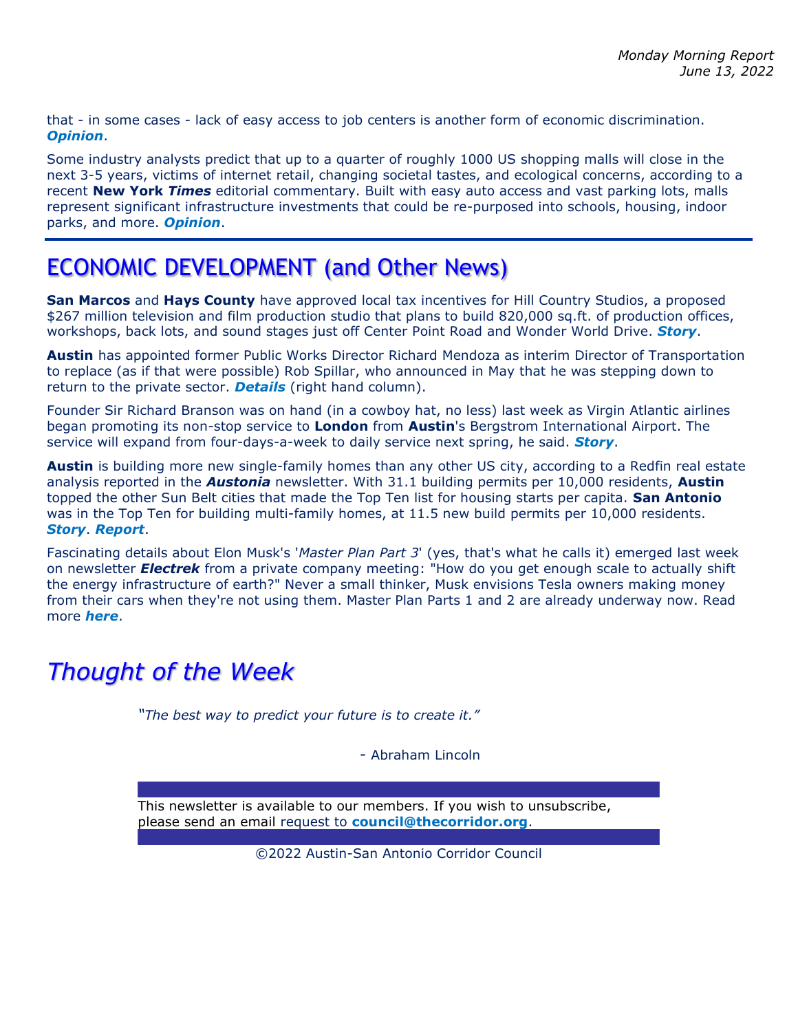that - in some cases - lack of easy access to job centers is another form of economic discrimination. ***Opinion***.

Some industry analysts predict that up to a quarter of roughly 1000 US shopping malls will close in the next 3-5 years, victims of internet retail, changing societal tastes, and ecological concerns, according to a recent **New York *Times*** editorial commentary. Built with easy auto access and vast parking lots, malls represent significant infrastructure investments that could be re-purposed into schools, housing, indoor parks, and more. ***Opinion***.

## ECONOMIC DEVELOPMENT (and Other News)

**San Marcos** and **Hays County** have approved local tax incentives for Hill Country Studios, a proposed $267 million television and film production studio that plans to build 820,000 sq.ft. of production offices, workshops, back lots, and sound stages just off Center Point Road and Wonder World Drive. ***Story***.

**Austin** has appointed former Public Works Director Richard Mendoza as interim Director of Transportation to replace (as if that were possible) Rob Spillar, who announced in May that he was stepping down to return to the private sector. ***Details*** (right hand column).

Founder Sir Richard Branson was on hand (in a cowboy hat, no less) last week as Virgin Atlantic airlines began promoting its non-stop service to **London** from **Austin**'s Bergstrom International Airport. The service will expand from four-days-a-week to daily service next spring, he said. ***Story***.

**Austin** is building more new single-family homes than any other US city, according to a Redfin real estate analysis reported in the ***Austonia*** newsletter. With 31.1 building permits per 10,000 residents, **Austin** topped the other Sun Belt cities that made the Top Ten list for housing starts per capita. **San Antonio** was in the Top Ten for building multi-family homes, at 11.5 new build permits per 10,000 residents. ***Story***. ***Report***.

Fascinating details about Elon Musk's '*Master Plan Part 3*' (yes, that's what he calls it) emerged last week on newsletter ***Electrek*** from a private company meeting: "How do you get enough scale to actually shift the energy infrastructure of earth?" Never a small thinker, Musk envisions Tesla owners making money from their cars when they're not using them. Master Plan Parts 1 and 2 are already underway now. Read more ***here***.

## *Thought of the Week*

*"The best way to predict your future is to create it."*

- Abraham Lincoln

This newsletter is available to our members. If you wish to unsubscribe, please send an email request to **council@thecorridor.org**.

©2022 Austin-San Antonio Corridor Council